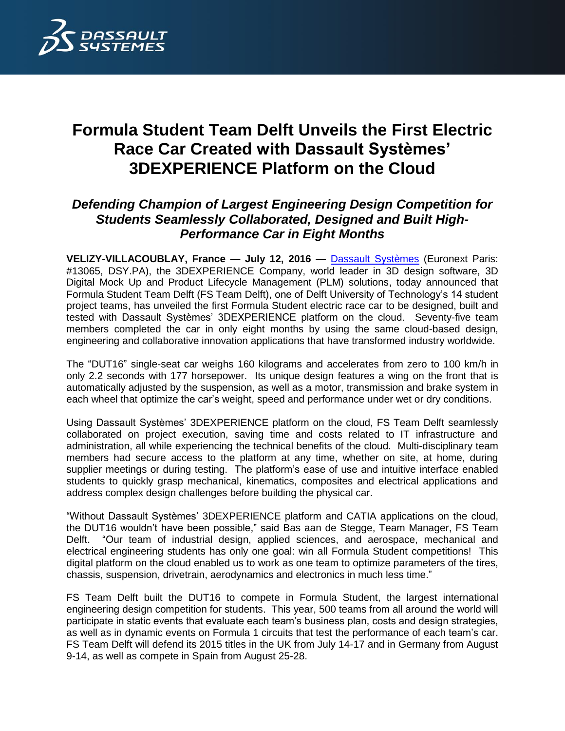# Formula Student Team Delft Unveils the First Electric Race Car Created with Dassault Systèmes' 3DEXPERIENCE Platform on the Cloud

## *Defending Champion of Largest Engineering Design Competition for Students Seamlessly Collaborated, Designed and Built High-Performance Car in Eight Months*

**VELIZY-VILLACOUBLAY, France** — **July 12, 2016** — [Dassault Systèmes](https://www.3ds.com) (Euronext Paris: #13065, DSY.PA), the 3DEXPERIENCE Company, world leader in 3D design software, 3D Digital Mock Up and Product Lifecycle Management (PLM) solutions, today announced that Formula Student Team Delft (FS Team Delft), one of Delft University of Technology's 14 student project teams, has unveiled the first Formula Student electric race car to be designed, built and tested with Dassault Systèmes' 3DEXPERIENCE platform on the cloud. Seventy-five team members completed the car in only eight months by using the same cloud-based design, engineering and collaborative innovation applications that have transformed industry worldwide.

The "DUT16" single-seat car weighs 160 kilograms and accelerates from zero to 100 km/h in only 2.2 seconds with 177 horsepower. Its unique design features a wing on the front that is automatically adjusted by the suspension, as well as a motor, transmission and brake system in each wheel that optimize the car's weight, speed and performance under wet or dry conditions.

Using Dassault Systèmes' 3DEXPERIENCE platform on the cloud, FS Team Delft seamlessly collaborated on project execution, saving time and costs related to IT infrastructure and administration, all while experiencing the technical benefits of the cloud. Multi-disciplinary team members had secure access to the platform at any time, whether on site, at home, during supplier meetings or during testing. The platform's ease of use and intuitive interface enabled students to quickly grasp mechanical, kinematics, composites and electrical applications and address complex design challenges before building the physical car.

"Without Dassault Systèmes' 3DEXPERIENCE platform and CATIA applications on the cloud, the DUT16 wouldn't have been possible," said Bas aan de Stegge, Team Manager, FS Team Delft. "Our team of industrial design, applied sciences, and aerospace, mechanical and electrical engineering students has only one goal: win all Formula Student competitions! This digital platform on the cloud enabled us to work as one team to optimize parameters of the tires, chassis, suspension, drivetrain, aerodynamics and electronics in much less time."

FS Team Delft built the DUT16 to compete in Formula Student, the largest international engineering design competition for students. This year, 500 teams from all around the world will participate in static events that evaluate each team's business plan, costs and design strategies, as well as in dynamic events on Formula 1 circuits that test the performance of each team's car. FS Team Delft will defend its 2015 titles in the UK from July 14-17 and in Germany from August 9-14, as well as compete in Spain from August 25-28.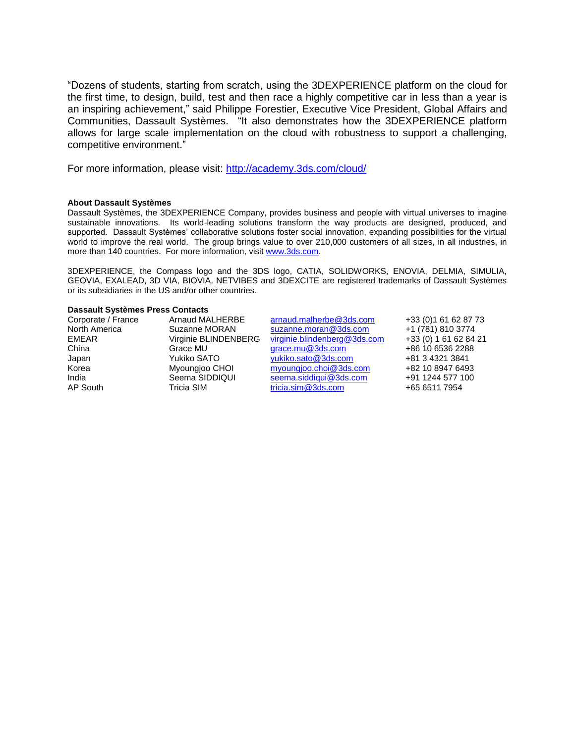“Dozens of students, starting from scratch, using the 3DEXPERIENCE platform on the cloud for the first time, to design, build, test and then race a highly competitive car in less than a year is an inspiring achievement,” said Philippe Forestier, Executive Vice President, Global Affairs and Communities, Dassault Systèmes. “It also demonstrates how the 3DEXPERIENCE platform allows for large scale implementation on the cloud with robustness to support a challenging, competitive environment.”

For more information, please visit: http://academy.3ds.com/cloud/

**About Dassault Systèmes**

Dassault Systèmes, the 3DEXPERIENCE Company, provides business and people with virtual universes to imagine sustainable innovations. Its world-leading solutions transform the way products are designed, produced, and supported. Dassault Systèmes’ collaborative solutions foster social innovation, expanding possibilities for the virtual world to improve the real world. The group brings value to over 210,000 customers of all sizes, in all industries, in more than 140 countries. For more information, visit www.3ds.com.

3DEXPERIENCE, the Compass logo and the 3DS logo, CATIA, SOLIDWORKS, ENOVIA, DELMIA, SIMULIA, GEOVIA, EXALEAD, 3D VIA, BIOVIA, NETVIBES and 3DEXCITE are registered trademarks of Dassault Systèmes or its subsidiaries in the US and/or other countries.

**Dassault Systèmes Press Contacts**

| | | | |
|---|---|---|---|
| Corporate / France | Arnaud MALHERBE | arnaud.malherbe@3ds.com | +33 (0)1 61 62 87 73 |
| North America | Suzanne MORAN | suzanne.moran@3ds.com | +1 (781) 810 3774 |
| EMEAR | Virginie BLINDENBERG | virginie.blindenberg@3ds.com | +33 (0) 1 61 62 84 21 |
| China | Grace MU | grace.mu@3ds.com | +86 10 6536 2288 |
| Japan | Yukiko SATO | yukiko.sato@3ds.com | +81 3 4321 3841 |
| Korea | Myoungjoo CHOI | myoungjoo.choi@3ds.com | +82 10 8947 6493 |
| India | Seema SIDDIQUI | seema.siddiqui@3ds.com | +91 1244 577 100 |
| AP South | Tricia SIM | tricia.sim@3ds.com | +65 6511 7954 |